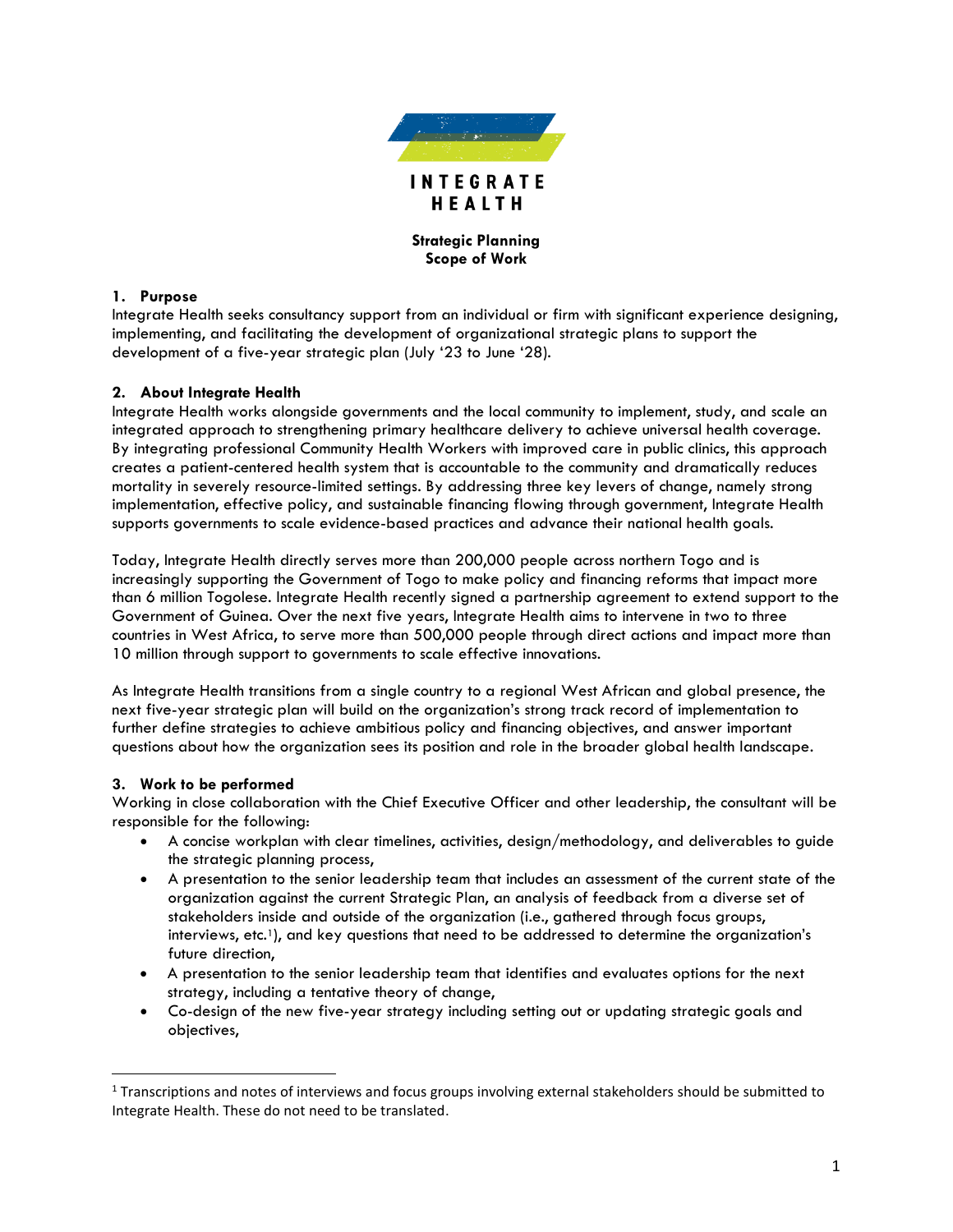INTEGRATE HEALTH

**Strategic Planning**
**Scope of Work**

## 1. Purpose

Integrate Health seeks consultancy support from an individual or firm with significant experience designing, implementing, and facilitating the development of organizational strategic plans to support the development of a five-year strategic plan (July '23 to June '28).

## 2. About Integrate Health

Integrate Health works alongside governments and the local community to implement, study, and scale an integrated approach to strengthening primary healthcare delivery to achieve universal health coverage. By integrating professional Community Health Workers with improved care in public clinics, this approach creates a patient-centered health system that is accountable to the community and dramatically reduces mortality in severely resource-limited settings. By addressing three key levers of change, namely strong implementation, effective policy, and sustainable financing flowing through government, Integrate Health supports governments to scale evidence-based practices and advance their national health goals.

Today, Integrate Health directly serves more than 200,000 people across northern Togo and is increasingly supporting the Government of Togo to make policy and financing reforms that impact more than 6 million Togolese. Integrate Health recently signed a partnership agreement to extend support to the Government of Guinea. Over the next five years, Integrate Health aims to intervene in two to three countries in West Africa, to serve more than 500,000 people through direct actions and impact more than 10 million through support to governments to scale effective innovations.

As Integrate Health transitions from a single country to a regional West African and global presence, the next five-year strategic plan will build on the organization's strong track record of implementation to further define strategies to achieve ambitious policy and financing objectives, and answer important questions about how the organization sees its position and role in the broader global health landscape.

## 3. Work to be performed

Working in close collaboration with the Chief Executive Officer and other leadership, the consultant will be responsible for the following:

- A concise workplan with clear timelines, activities, design/methodology, and deliverables to guide the strategic planning process,
- A presentation to the senior leadership team that includes an assessment of the current state of the organization against the current Strategic Plan, an analysis of feedback from a diverse set of stakeholders inside and outside of the organization (i.e., gathered through focus groups, interviews, etc.[1]), and key questions that need to be addressed to determine the organization's future direction,
- A presentation to the senior leadership team that identifies and evaluates options for the next strategy, including a tentative theory of change,
- Co-design of the new five-year strategy including setting out or updating strategic goals and objectives,

[1] Transcriptions and notes of interviews and focus groups involving external stakeholders should be submitted to Integrate Health. These do not need to be translated.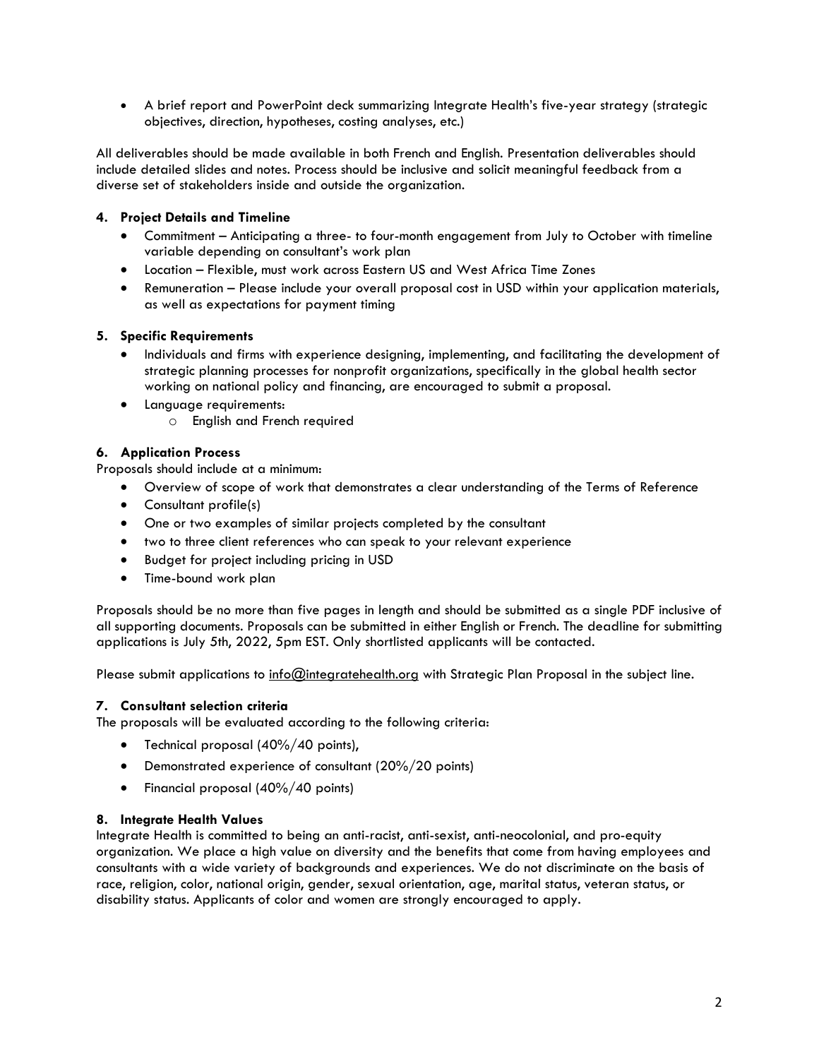- A brief report and PowerPoint deck summarizing Integrate Health's five-year strategy (strategic objectives, direction, hypotheses, costing analyses, etc.)

All deliverables should be made available in both French and English. Presentation deliverables should include detailed slides and notes. Process should be inclusive and solicit meaningful feedback from a diverse set of stakeholders inside and outside the organization.

**4. Project Details and Timeline**

- Commitment – Anticipating a three- to four-month engagement from July to October with timeline variable depending on consultant's work plan
- Location – Flexible, must work across Eastern US and West Africa Time Zones
- Remuneration – Please include your overall proposal cost in USD within your application materials, as well as expectations for payment timing

**5. Specific Requirements**

- Individuals and firms with experience designing, implementing, and facilitating the development of strategic planning processes for nonprofit organizations, specifically in the global health sector working on national policy and financing, are encouraged to submit a proposal.
- Language requirements:
  - English and French required

**6. Application Process**

Proposals should include at a minimum:

- Overview of scope of work that demonstrates a clear understanding of the Terms of Reference
- Consultant profile(s)
- One or two examples of similar projects completed by the consultant
- two to three client references who can speak to your relevant experience
- Budget for project including pricing in USD
- Time-bound work plan

Proposals should be no more than five pages in length and should be submitted as a single PDF inclusive of all supporting documents. Proposals can be submitted in either English or French. The deadline for submitting applications is July 5th, 2022, 5pm EST. Only shortlisted applicants will be contacted.

Please submit applications to info@integratehealth.org with Strategic Plan Proposal in the subject line.

**7. Consultant selection criteria**

The proposals will be evaluated according to the following criteria:

- Technical proposal (40%/40 points),
- Demonstrated experience of consultant (20%/20 points)
- Financial proposal (40%/40 points)

**8. Integrate Health Values**

Integrate Health is committed to being an anti-racist, anti-sexist, anti-neocolonial, and pro-equity organization. We place a high value on diversity and the benefits that come from having employees and consultants with a wide variety of backgrounds and experiences. We do not discriminate on the basis of race, religion, color, national origin, gender, sexual orientation, age, marital status, veteran status, or disability status. Applicants of color and women are strongly encouraged to apply.